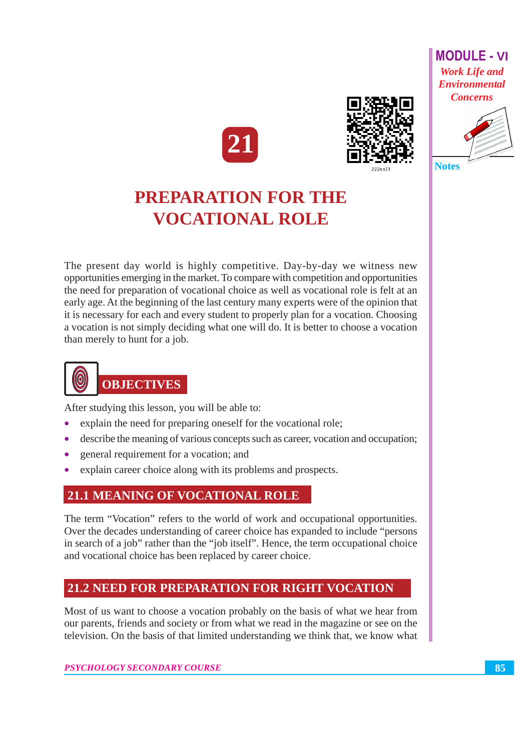# 21

# PREPARATION FOR THE VOCATIONAL ROLE

The present day world is highly competitive. Day-by-day we witness new opportunities emerging in the market. To compare with competition and opportunities the need for preparation of vocational choice as well as vocational role is felt at an early age. At the beginning of the last century many experts were of the opinion that it is necessary for each and every student to properly plan for a vocation. Choosing a vocation is not simply deciding what one will do. It is better to choose a vocation than merely to hunt for a job.

## OBJECTIVES

After studying this lesson, you will be able to:

- explain the need for preparing oneself for the vocational role;
- describe the meaning of various concepts such as career, vocation and occupation;
- general requirement for a vocation; and
- explain career choice along with its problems and prospects.

## 21.1 MEANING OF VOCATIONAL ROLE

The term "Vocation" refers to the world of work and occupational opportunities. Over the decades understanding of career choice has expanded to include "persons in search of a job" rather than the "job itself". Hence, the term occupational choice and vocational choice has been replaced by career choice.

## 21.2 NEED FOR PREPARATION FOR RIGHT VOCATION

Most of us want to choose a vocation probably on the basis of what we hear from our parents, friends and society or from what we read in the magazine or see on the television. On the basis of that limited understanding we think that, we know what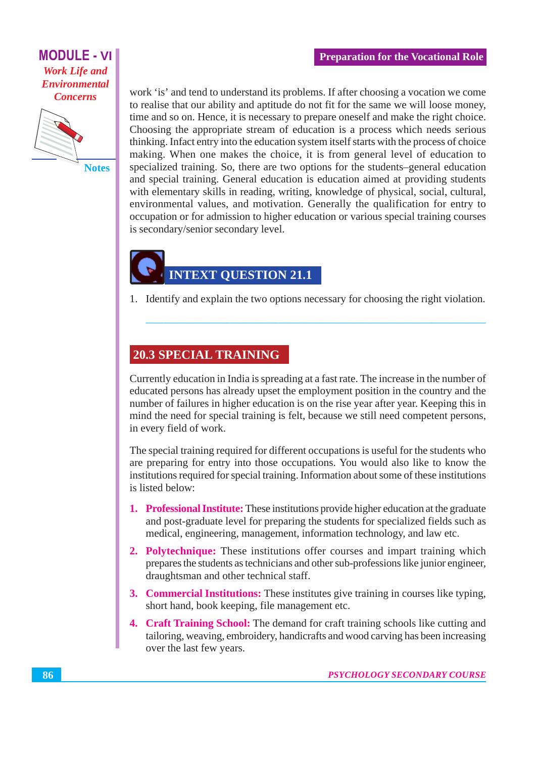work 'is' and tend to understand its problems. If after choosing a vocation we come to realise that our ability and aptitude do not fit for the same we will loose money, time and so on. Hence, it is necessary to prepare oneself and make the right choice. Choosing the appropriate stream of education is a process which needs serious thinking. Infact entry into the education system itself starts with the process of choice making. When one makes the choice, it is from general level of education to specialized training. So, there are two options for the students–general education and special training. General education is education aimed at providing students with elementary skills in reading, writing, knowledge of physical, social, cultural, environmental values, and motivation. Generally the qualification for entry to occupation or for admission to higher education or various special training courses is secondary/senior secondary level.

## INTEXT QUESTION 21.1

1. Identify and explain the two options necessary for choosing the right violation.

---

## 20.3 SPECIAL TRAINING

Currently education in India is spreading at a fast rate. The increase in the number of educated persons has already upset the employment position in the country and the number of failures in higher education is on the rise year after year. Keeping this in mind the need for special training is felt, because we still need competent persons, in every field of work.

The special training required for different occupations is useful for the students who are preparing for entry into those occupations. You would also like to know the institutions required for special training. Information about some of these institutions is listed below:

1. **Professional Institute:** These institutions provide higher education at the graduate and post-graduate level for preparing the students for specialized fields such as medical, engineering, management, information technology, and law etc.
2. **Polytechnique:** These institutions offer courses and impart training which prepares the students as technicians and other sub-professions like junior engineer, draughtsman and other technical staff.
3. **Commercial Institutions:** These institutes give training in courses like typing, short hand, book keeping, file management etc.
4. **Craft Training School:** The demand for craft training schools like cutting and tailoring, weaving, embroidery, handicrafts and wood carving has been increasing over the last few years.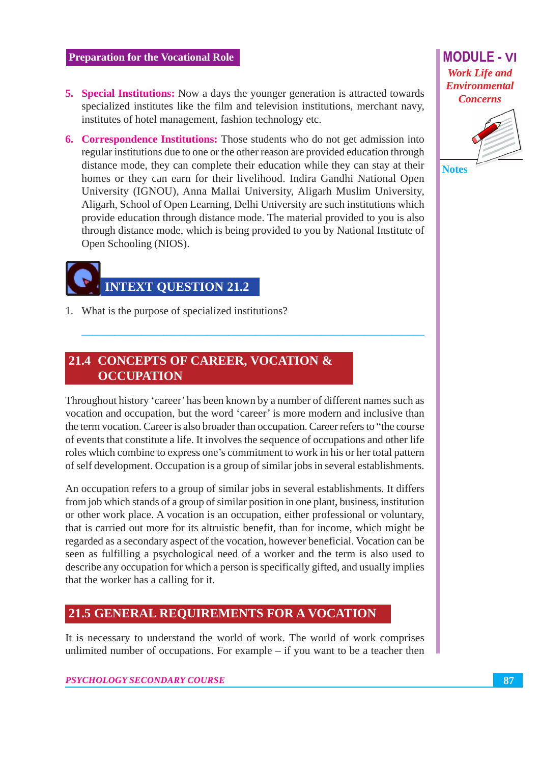5. **Special Institutions:** Now a days the younger generation is attracted towards specialized institutes like the film and television institutions, merchant navy, institutes of hotel management, fashion technology etc.

6. **Correspondence Institutions:** Those students who do not get admission into regular institutions due to one or the other reason are provided education through distance mode, they can complete their education while they can stay at their homes or they can earn for their livelihood. Indira Gandhi National Open University (IGNOU), Anna Mallai University, Aligarh Muslim University, Aligarh, School of Open Learning, Delhi University are such institutions which provide education through distance mode. The material provided to you is also through distance mode, which is being provided to you by National Institute of Open Schooling (NIOS).

### INTEXT QUESTION 21.2

1. What is the purpose of specialized institutions?

## 21.4 CONCEPTS OF CAREER, VOCATION & OCCUPATION

Throughout history 'career' has been known by a number of different names such as vocation and occupation, but the word 'career' is more modern and inclusive than the term vocation. Career is also broader than occupation. Career refers to "the course of events that constitute a life. It involves the sequence of occupations and other life roles which combine to express one's commitment to work in his or her total pattern of self development. Occupation is a group of similar jobs in several establishments.

An occupation refers to a group of similar jobs in several establishments. It differs from job which stands of a group of similar position in one plant, business, institution or other work place. A vocation is an occupation, either professional or voluntary, that is carried out more for its altruistic benefit, than for income, which might be regarded as a secondary aspect of the vocation, however beneficial. Vocation can be seen as fulfilling a psychological need of a worker and the term is also used to describe any occupation for which a person is specifically gifted, and usually implies that the worker has a calling for it.

## 21.5 GENERAL REQUIREMENTS FOR A VOCATION

It is necessary to understand the world of work. The world of work comprises unlimited number of occupations. For example – if you want to be a teacher then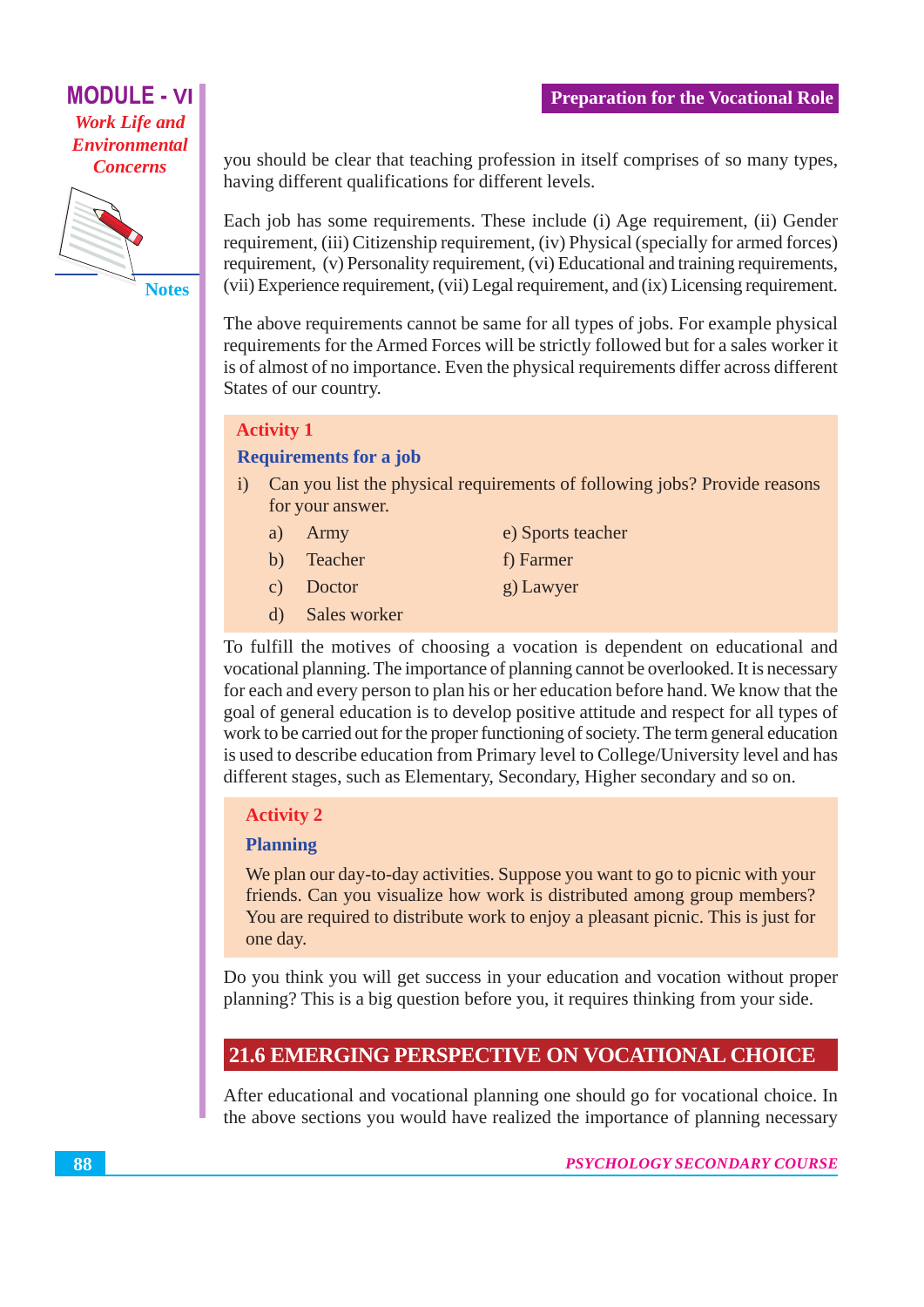you should be clear that teaching profession in itself comprises of so many types, having different qualifications for different levels.

Each job has some requirements. These include (i) Age requirement, (ii) Gender requirement, (iii) Citizenship requirement, (iv) Physical (specially for armed forces) requirement, (v) Personality requirement, (vi) Educational and training requirements, (vii) Experience requirement, (vii) Legal requirement, and (ix) Licensing requirement.

The above requirements cannot be same for all types of jobs. For example physical requirements for the Armed Forces will be strictly followed but for a sales worker it is of almost of no importance. Even the physical requirements differ across different States of our country.

**Activity 1**

**Requirements for a job**

i) Can you list the physical requirements of following jobs? Provide reasons for your answer.

- a) Army
- b) Teacher
- c) Doctor
- d) Sales worker
- e) Sports teacher
- f) Farmer
- g) Lawyer

To fulfill the motives of choosing a vocation is dependent on educational and vocational planning. The importance of planning cannot be overlooked. It is necessary for each and every person to plan his or her education before hand. We know that the goal of general education is to develop positive attitude and respect for all types of work to be carried out for the proper functioning of society. The term general education is used to describe education from Primary level to College/University level and has different stages, such as Elementary, Secondary, Higher secondary and so on.

**Activity 2**

**Planning**

We plan our day-to-day activities. Suppose you want to go to picnic with your friends. Can you visualize how work is distributed among group members? You are required to distribute work to enjoy a pleasant picnic. This is just for one day.

Do you think you will get success in your education and vocation without proper planning? This is a big question before you, it requires thinking from your side.

## 21.6 EMERGING PERSPECTIVE ON VOCATIONAL CHOICE

After educational and vocational planning one should go for vocational choice. In the above sections you would have realized the importance of planning necessary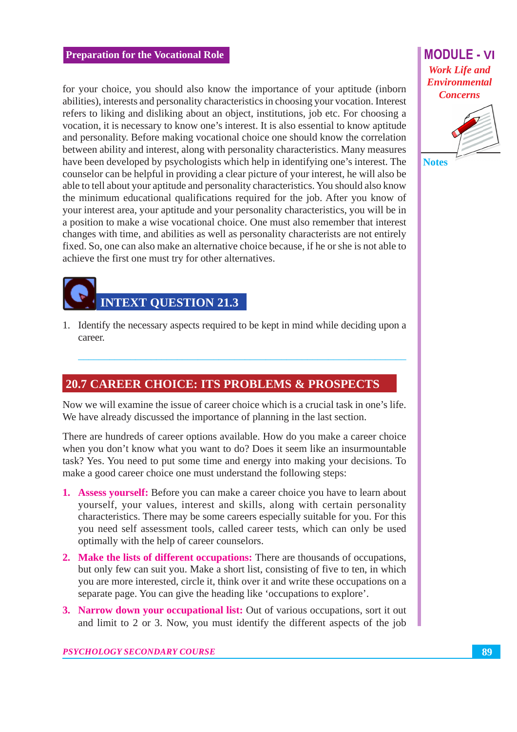for your choice, you should also know the importance of your aptitude (inborn abilities), interests and personality characteristics in choosing your vocation. Interest refers to liking and disliking about an object, institutions, job etc. For choosing a vocation, it is necessary to know one's interest. It is also essential to know aptitude and personality. Before making vocational choice one should know the correlation between ability and interest, along with personality characteristics. Many measures have been developed by psychologists which help in identifying one's interest. The counselor can be helpful in providing a clear picture of your interest, he will also be able to tell about your aptitude and personality characteristics. You should also know the minimum educational qualifications required for the job. After you know of your interest area, your aptitude and your personality characteristics, you will be in a position to make a wise vocational choice. One must also remember that interest changes with time, and abilities as well as personality characterists are not entirely fixed. So, one can also make an alternative choice because, if he or she is not able to achieve the first one must try for other alternatives.

## INTEXT QUESTION 21.3

1. Identify the necessary aspects required to be kept in mind while deciding upon a career.

## 20.7 CAREER CHOICE: ITS PROBLEMS & PROSPECTS

Now we will examine the issue of career choice which is a crucial task in one's life. We have already discussed the importance of planning in the last section.

There are hundreds of career options available. How do you make a career choice when you don't know what you want to do? Does it seem like an insurmountable task? Yes. You need to put some time and energy into making your decisions. To make a good career choice one must understand the following steps:

1. **Assess yourself:** Before you can make a career choice you have to learn about yourself, your values, interest and skills, along with certain personality characteristics. There may be some careers especially suitable for you. For this you need self assessment tools, called career tests, which can only be used optimally with the help of career counselors.
2. **Make the lists of different occupations:** There are thousands of occupations, but only few can suit you. Make a short list, consisting of five to ten, in which you are more interested, circle it, think over it and write these occupations on a separate page. You can give the heading like 'occupations to explore'.
3. **Narrow down your occupational list:** Out of various occupations, sort it out and limit to 2 or 3. Now, you must identify the different aspects of the job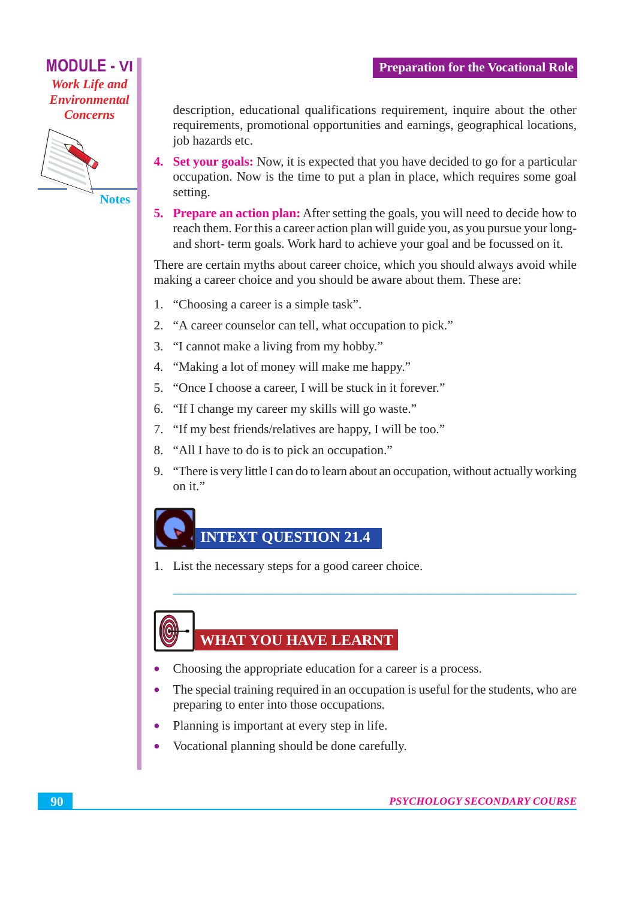description, educational qualifications requirement, inquire about the other requirements, promotional opportunities and earnings, geographical locations, job hazards etc.

4. **Set your goals:** Now, it is expected that you have decided to go for a particular occupation. Now is the time to put a plan in place, which requires some goal setting.

5. **Prepare an action plan:** After setting the goals, you will need to decide how to reach them. For this a career action plan will guide you, as you pursue your long- and short- term goals. Work hard to achieve your goal and be focussed on it.

There are certain myths about career choice, which you should always avoid while making a career choice and you should be aware about them. These are:

1. "Choosing a career is a simple task".
2. "A career counselor can tell, what occupation to pick."
3. "I cannot make a living from my hobby."
4. "Making a lot of money will make me happy."
5. "Once I choose a career, I will be stuck in it forever."
6. "If I change my career my skills will go waste."
7. "If my best friends/relatives are happy, I will be too."
8. "All I have to do is to pick an occupation."
9. "There is very little I can do to learn about an occupation, without actually working on it."

## INTEXT QUESTION 21.4

1. List the necessary steps for a good career choice.

## WHAT YOU HAVE LEARNT

- Choosing the appropriate education for a career is a process.
- The special training required in an occupation is useful for the students, who are preparing to enter into those occupations.
- Planning is important at every step in life.
- Vocational planning should be done carefully.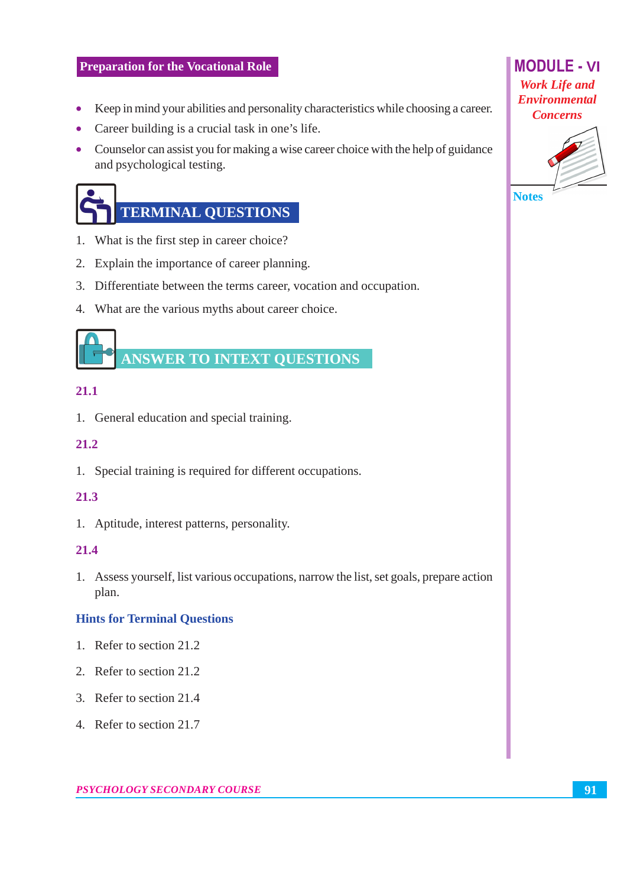## Preparation for the Vocational Role

- Keep in mind your abilities and personality characteristics while choosing a career.
- Career building is a crucial task in one's life.
- Counselor can assist you for making a wise career choice with the help of guidance and psychological testing.

## TERMINAL QUESTIONS

1. What is the first step in career choice?
2. Explain the importance of career planning.
3. Differentiate between the terms career, vocation and occupation.
4. What are the various myths about career choice.

## ANSWER TO INTEXT QUESTIONS

### 21.1

1. General education and special training.

### 21.2

1. Special training is required for different occupations.

### 21.3

1. Aptitude, interest patterns, personality.

### 21.4

1. Assess yourself, list various occupations, narrow the list, set goals, prepare action plan.

### Hints for Terminal Questions

1. Refer to section 21.2
2. Refer to section 21.2
3. Refer to section 21.4
4. Refer to section 21.7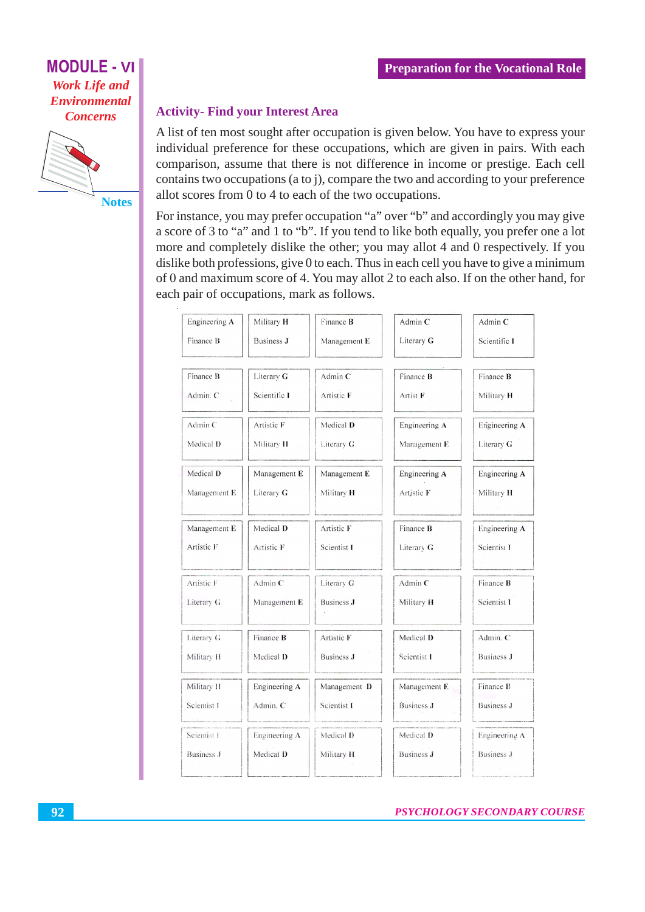### Activity- Find your Interest Area

A list of ten most sought after occupation is given below. You have to express your individual preference for these occupations, which are given in pairs. With each comparison, assume that there is not difference in income or prestige. Each cell contains two occupations (a to j), compare the two and according to your preference allot scores from 0 to 4 to each of the two occupations.

For instance, you may prefer occupation "a" over "b" and accordingly you may give a score of 3 to "a" and 1 to "b". If you tend to like both equally, you prefer one a lot more and completely dislike the other; you may allot 4 and 0 respectively. If you dislike both professions, give 0 to each. Thus in each cell you have to give a minimum of 0 and maximum score of 4. You may allot 2 to each also. If on the other hand, for each pair of occupations, mark as follows.

| | | | | |
|---|---|---|---|---|
| Engineering A<br>Finance B | Military H<br>Business J | Finance B<br>Management E | Admin C<br>Literary G | Admin C<br>Scientific I |
| Finance B<br>Admin. C | Literary G<br>Scientific I | Admin C<br>Artistic F | Finance B<br>Artist F | Finance B<br>Military H |
| Admin C<br>Medical D | Artistic F<br>Military H | Medical D<br>Literary G | Engineering A<br>Management E | Engineering A<br>Literary G |
| Medical D<br>Management E | Management E<br>Literary G | Management E<br>Military H | Engineering A<br>Artistic F | Engineering A<br>Military H |
| Management E<br>Artistic F | Medical D<br>Artistic F | Artistic F<br>Scientist I | Finance B<br>Literary G | Engineering A<br>Scientist I |
| Artistic F<br>Literary G | Admin C<br>Management E | Literary G<br>Business J | Admin C<br>Military H | Finance B<br>Scientist I |
| Literary G<br>Military H | Finance B<br>Medical D | Artistic F<br>Business J | Medical D<br>Scientist I | Admin. C<br>Business J |
| Military H<br>Scientist I | Engineering A<br>Admin. C | Management D<br>Scientist I | Management E<br>Business J | Finance B<br>Business J |
| Scientist I<br>Business J | Engineering A<br>Medical D | Medical D<br>Military H | Medical D<br>Business J | Engineering A<br>Business J |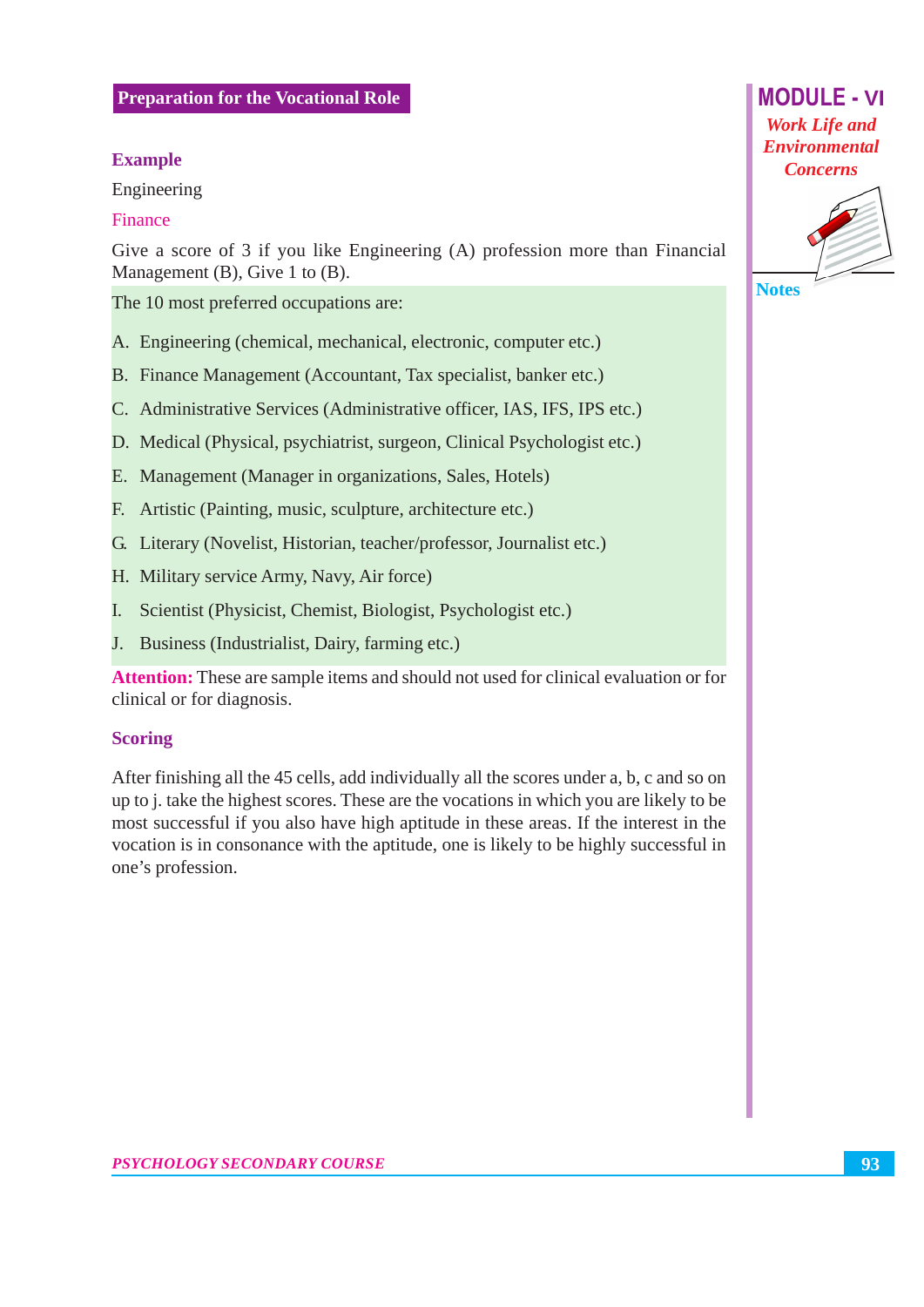## Example

Engineering

Finance

Give a score of 3 if you like Engineering (A) profession more than Financial Management (B), Give 1 to (B).

The 10 most preferred occupations are:

A. Engineering (chemical, mechanical, electronic, computer etc.)

B. Finance Management (Accountant, Tax specialist, banker etc.)

C. Administrative Services (Administrative officer, IAS, IFS, IPS etc.)

D. Medical (Physical, psychiatrist, surgeon, Clinical Psychologist etc.)

E. Management (Manager in organizations, Sales, Hotels)

F. Artistic (Painting, music, sculpture, architecture etc.)

G. Literary (Novelist, Historian, teacher/professor, Journalist etc.)

H. Military service Army, Navy, Air force)

I. Scientist (Physicist, Chemist, Biologist, Psychologist etc.)

J. Business (Industrialist, Dairy, farming etc.)

**Attention:** These are sample items and should not used for clinical evaluation or for clinical or for diagnosis.

## Scoring

After finishing all the 45 cells, add individually all the scores under a, b, c and so on up to j. take the highest scores. These are the vocations in which you are likely to be most successful if you also have high aptitude in these areas. If the interest in the vocation is in consonance with the aptitude, one is likely to be highly successful in one's profession.